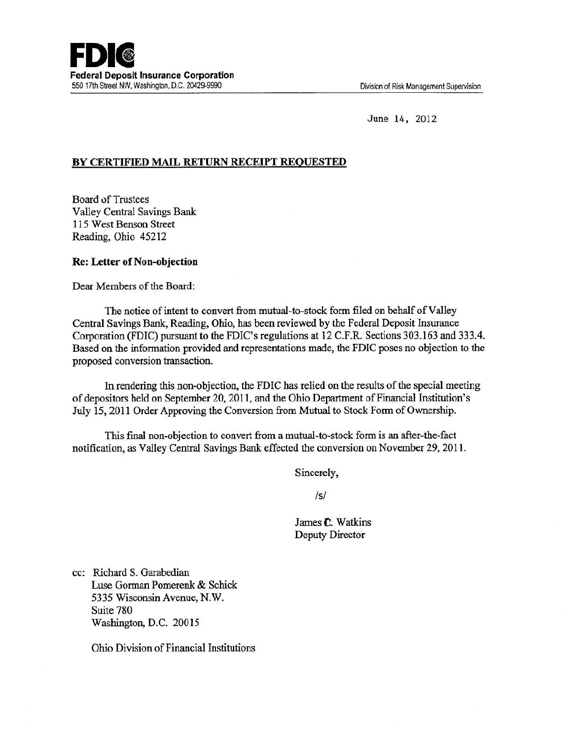**FDIC**
**Federal Deposit Insurance Corporation**
550 17th Street NW, Washington, D.C. 20429-9990

Division of Risk Management Supervision

June 14, 2012

**BY CERTIFIED MAIL RETURN RECEIPT REQUESTED**

Board of Trustees
Valley Central Savings Bank
115 West Benson Street
Reading, Ohio 45212

**Re: Letter of Non-objection**

Dear Members of the Board:

The notice of intent to convert from mutual-to-stock form filed on behalf of Valley Central Savings Bank, Reading, Ohio, has been reviewed by the Federal Deposit Insurance Corporation (FDIC) pursuant to the FDIC's regulations at 12 C.F.R. Sections 303.163 and 333.4. Based on the information provided and representations made, the FDIC poses no objection to the proposed conversion transaction.

In rendering this non-objection, the FDIC has relied on the results of the special meeting of depositors held on September 20, 2011, and the Ohio Department of Financial Institution's July 15, 2011 Order Approving the Conversion from Mutual to Stock Form of Ownership.

This final non-objection to convert from a mutual-to-stock form is an after-the-fact notification, as Valley Central Savings Bank effected the conversion on November 29, 2011.

Sincerely,

/s/

James C. Watkins
Deputy Director

cc: Richard S. Garabedian
Luse Gorman Pomerenk & Schick
5335 Wisconsin Avenue, N.W.
Suite 780
Washington, D.C. 20015

Ohio Division of Financial Institutions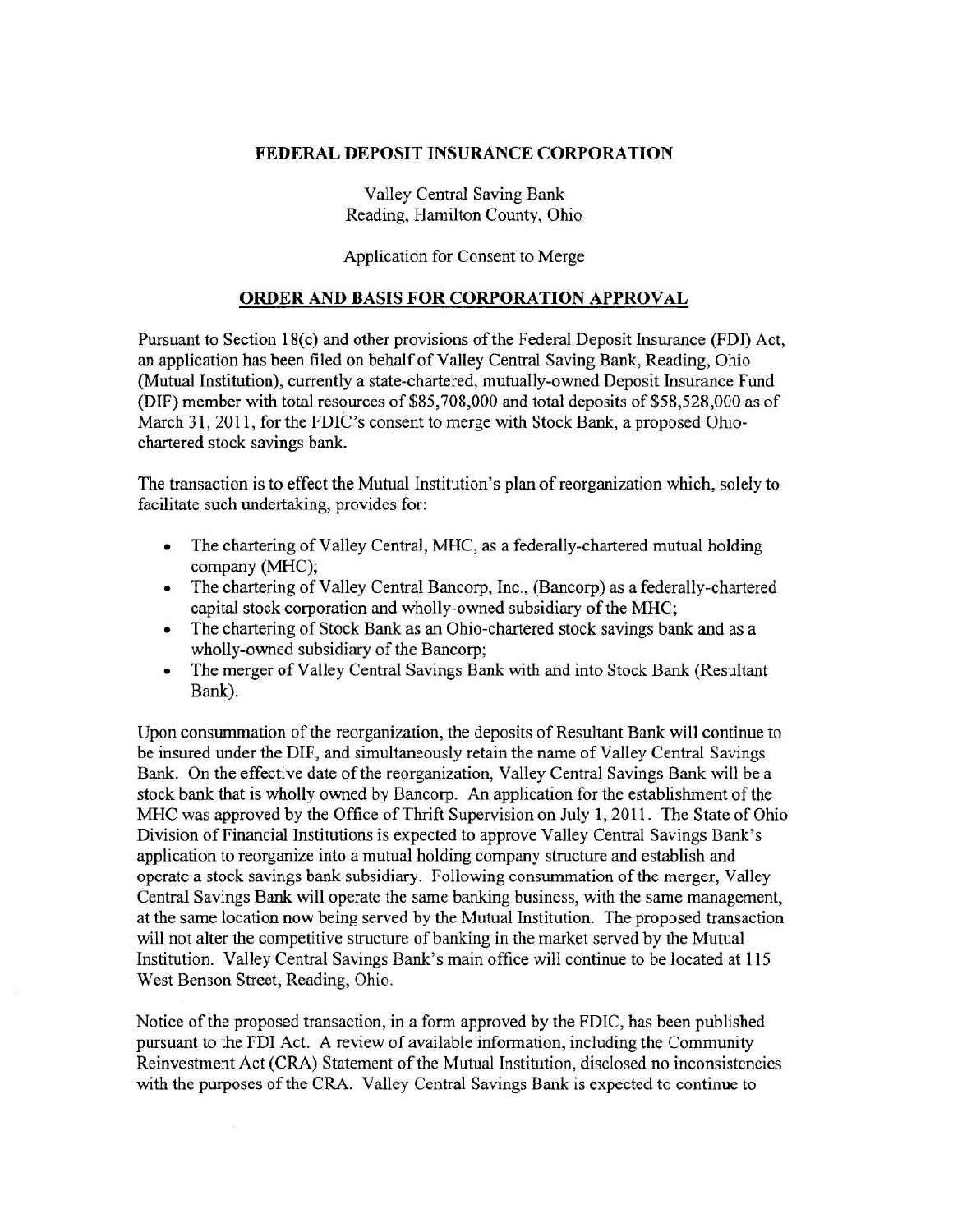**FEDERAL DEPOSIT INSURANCE CORPORATION**

Valley Central Saving Bank
Reading, Hamilton County, Ohio

Application for Consent to Merge

## ORDER AND BASIS FOR CORPORATION APPROVAL

Pursuant to Section 18(c) and other provisions of the Federal Deposit Insurance (FDI) Act, an application has been filed on behalf of Valley Central Saving Bank, Reading, Ohio (Mutual Institution), currently a state-chartered, mutually-owned Deposit Insurance Fund (DIF) member with total resources of $85,708,000 and total deposits of $58,528,000 as of March 31, 2011, for the FDIC's consent to merge with Stock Bank, a proposed Ohio-chartered stock savings bank.

The transaction is to effect the Mutual Institution's plan of reorganization which, solely to facilitate such undertaking, provides for:

- The chartering of Valley Central, MHC, as a federally-chartered mutual holding company (MHC);
- The chartering of Valley Central Bancorp, Inc., (Bancorp) as a federally-chartered capital stock corporation and wholly-owned subsidiary of the MHC;
- The chartering of Stock Bank as an Ohio-chartered stock savings bank and as a wholly-owned subsidiary of the Bancorp;
- The merger of Valley Central Savings Bank with and into Stock Bank (Resultant Bank).

Upon consummation of the reorganization, the deposits of Resultant Bank will continue to be insured under the DIF, and simultaneously retain the name of Valley Central Savings Bank. On the effective date of the reorganization, Valley Central Savings Bank will be a stock bank that is wholly owned by Bancorp. An application for the establishment of the MHC was approved by the Office of Thrift Supervision on July 1, 2011. The State of Ohio Division of Financial Institutions is expected to approve Valley Central Savings Bank's application to reorganize into a mutual holding company structure and establish and operate a stock savings bank subsidiary. Following consummation of the merger, Valley Central Savings Bank will operate the same banking business, with the same management, at the same location now being served by the Mutual Institution. The proposed transaction will not alter the competitive structure of banking in the market served by the Mutual Institution. Valley Central Savings Bank's main office will continue to be located at 115 West Benson Street, Reading, Ohio.

Notice of the proposed transaction, in a form approved by the FDIC, has been published pursuant to the FDI Act. A review of available information, including the Community Reinvestment Act (CRA) Statement of the Mutual Institution, disclosed no inconsistencies with the purposes of the CRA. Valley Central Savings Bank is expected to continue to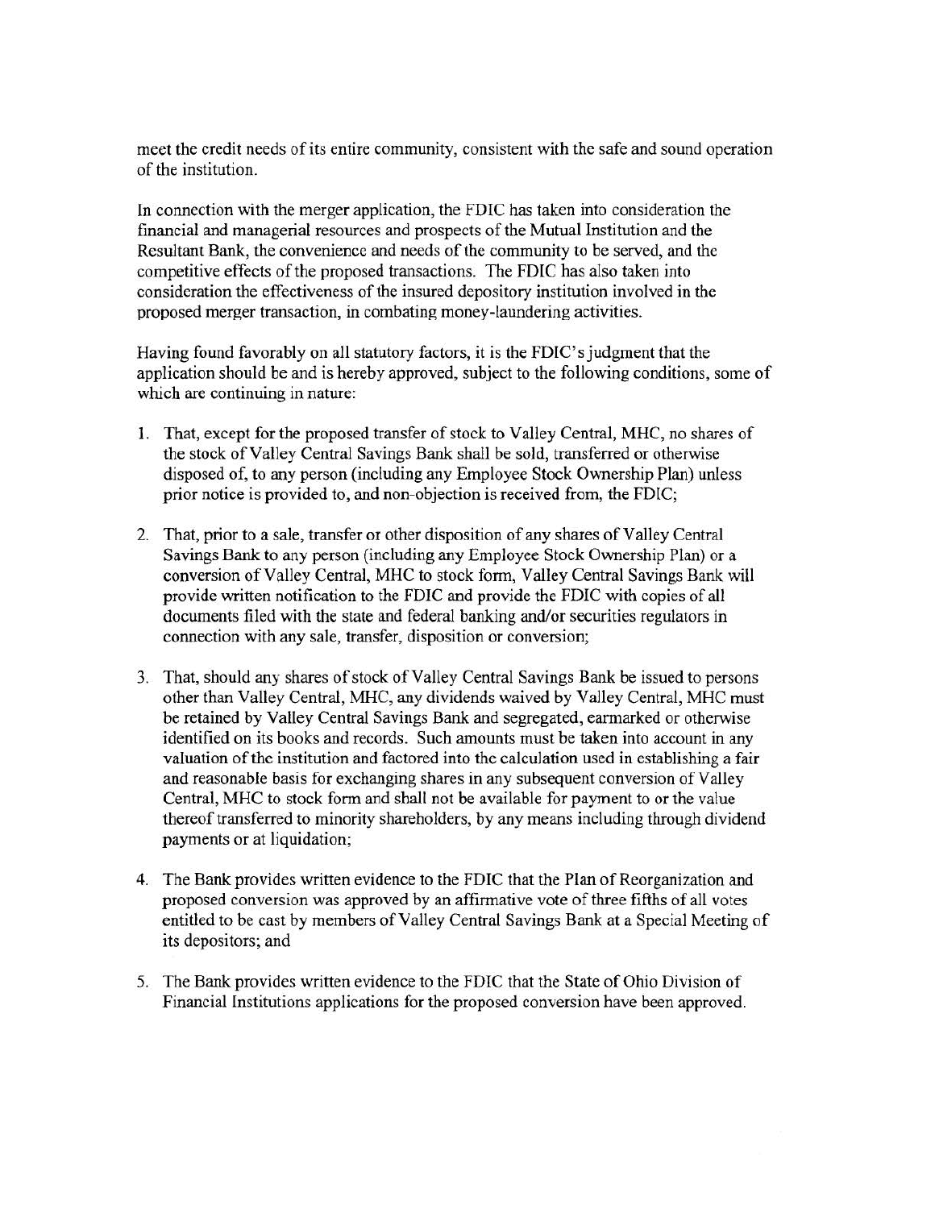meet the credit needs of its entire community, consistent with the safe and sound operation of the institution.

In connection with the merger application, the FDIC has taken into consideration the financial and managerial resources and prospects of the Mutual Institution and the Resultant Bank, the convenience and needs of the community to be served, and the competitive effects of the proposed transactions. The FDIC has also taken into consideration the effectiveness of the insured depository institution involved in the proposed merger transaction, in combating money-laundering activities.

Having found favorably on all statutory factors, it is the FDIC's judgment that the application should be and is hereby approved, subject to the following conditions, some of which are continuing in nature:

1. That, except for the proposed transfer of stock to Valley Central, MHC, no shares of the stock of Valley Central Savings Bank shall be sold, transferred or otherwise disposed of, to any person (including any Employee Stock Ownership Plan) unless prior notice is provided to, and non-objection is received from, the FDIC;

2. That, prior to a sale, transfer or other disposition of any shares of Valley Central Savings Bank to any person (including any Employee Stock Ownership Plan) or a conversion of Valley Central, MHC to stock form, Valley Central Savings Bank will provide written notification to the FDIC and provide the FDIC with copies of all documents filed with the state and federal banking and/or securities regulators in connection with any sale, transfer, disposition or conversion;

3. That, should any shares of stock of Valley Central Savings Bank be issued to persons other than Valley Central, MHC, any dividends waived by Valley Central, MHC must be retained by Valley Central Savings Bank and segregated, earmarked or otherwise identified on its books and records. Such amounts must be taken into account in any valuation of the institution and factored into the calculation used in establishing a fair and reasonable basis for exchanging shares in any subsequent conversion of Valley Central, MHC to stock form and shall not be available for payment to or the value thereof transferred to minority shareholders, by any means including through dividend payments or at liquidation;

4. The Bank provides written evidence to the FDIC that the Plan of Reorganization and proposed conversion was approved by an affirmative vote of three fifths of all votes entitled to be cast by members of Valley Central Savings Bank at a Special Meeting of its depositors; and

5. The Bank provides written evidence to the FDIC that the State of Ohio Division of Financial Institutions applications for the proposed conversion have been approved.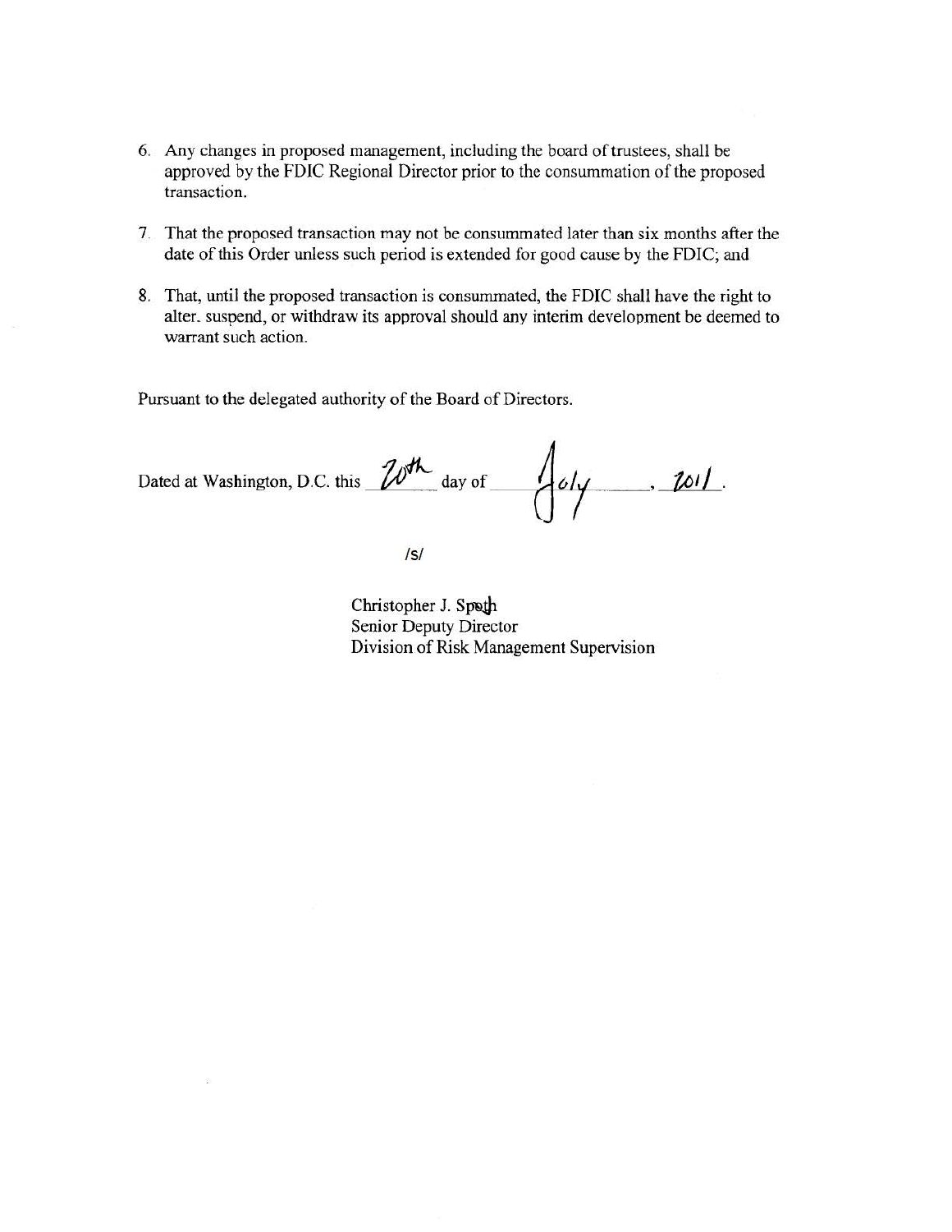6. Any changes in proposed management, including the board of trustees, shall be approved by the FDIC Regional Director prior to the consummation of the proposed transaction.

7. That the proposed transaction may not be consummated later than six months after the date of this Order unless such period is extended for good cause by the FDIC; and

8. That, until the proposed transaction is consummated, the FDIC shall have the right to alter, suspend, or withdraw its approval should any interim development be deemed to warrant such action.

Pursuant to the delegated authority of the Board of Directors.

Dated at Washington, D.C. this 20th day of July, 2011.

/s/

Christopher J. Spoth
Senior Deputy Director
Division of Risk Management Supervision